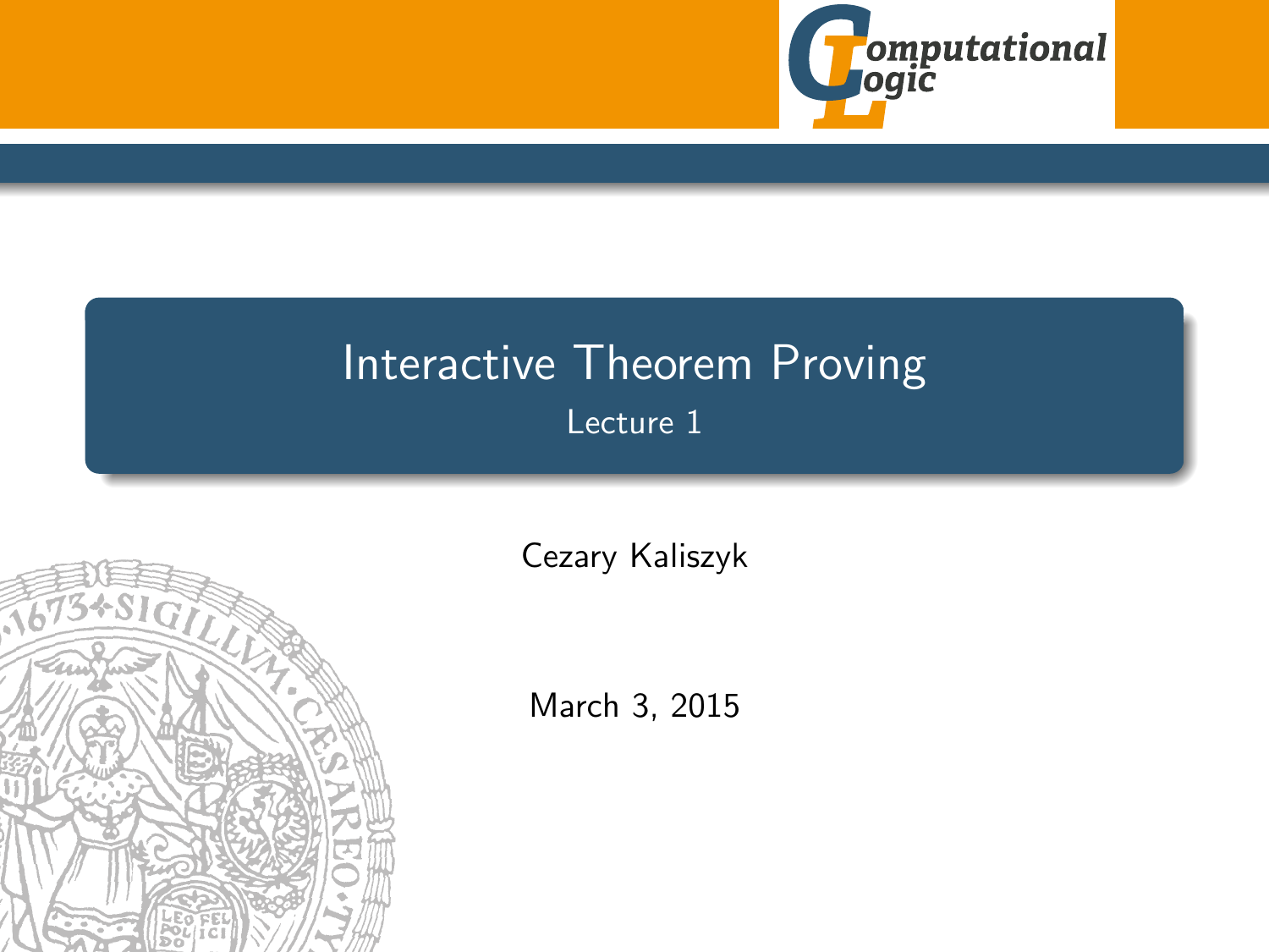# Interactive Theorem Proving

Lecture 1

Cezary Kaliszyk

March 3, 2015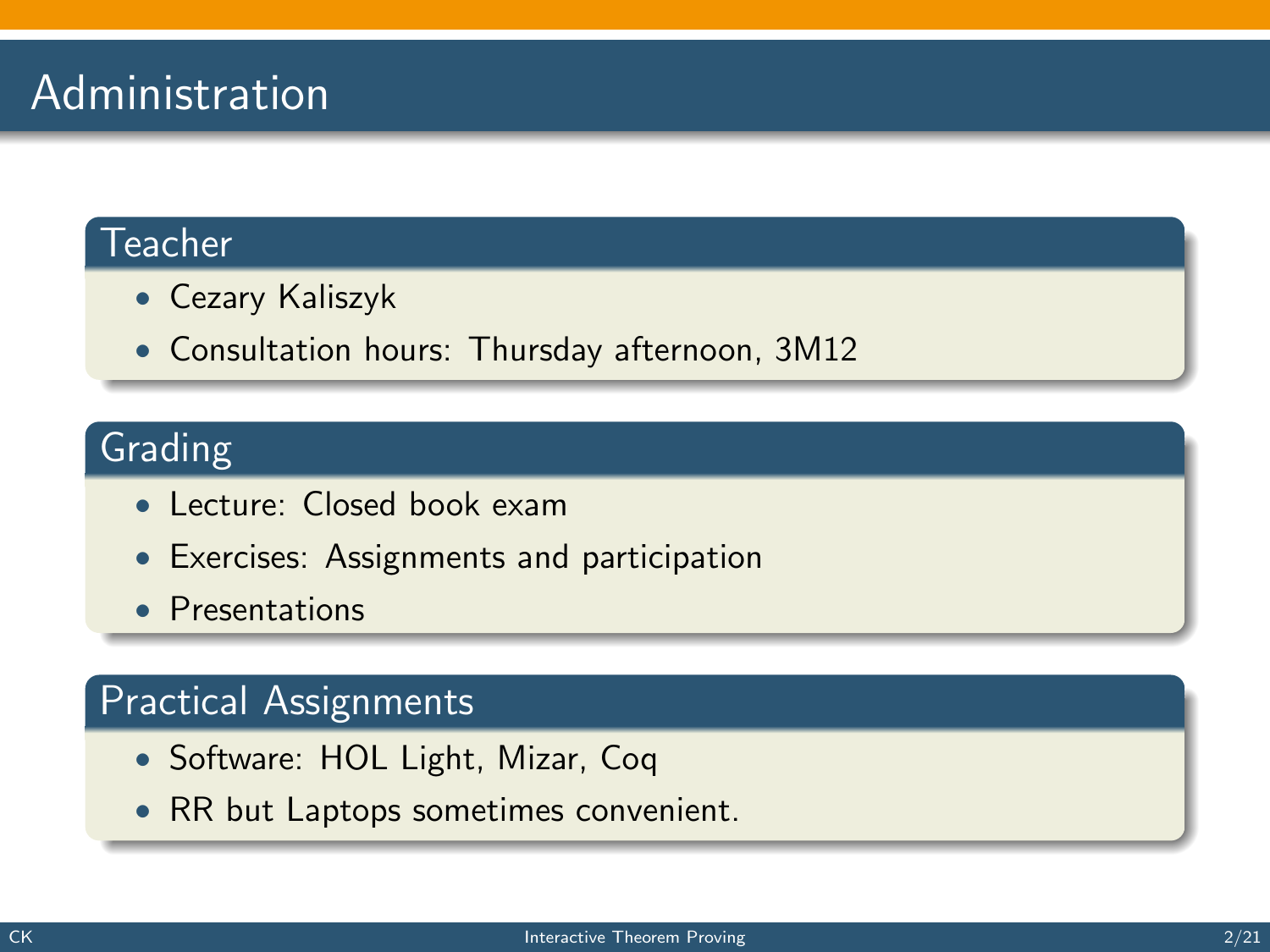# Administration

## Teacher

- Cezary Kaliszyk
- Consultation hours: Thursday afternoon, 3M12

## Grading

- Lecture: Closed book exam
- Exercises: Assignments and participation
- Presentations

## Practical Assignments

- Software: HOL Light, Mizar, Coq
- RR but Laptops sometimes convenient.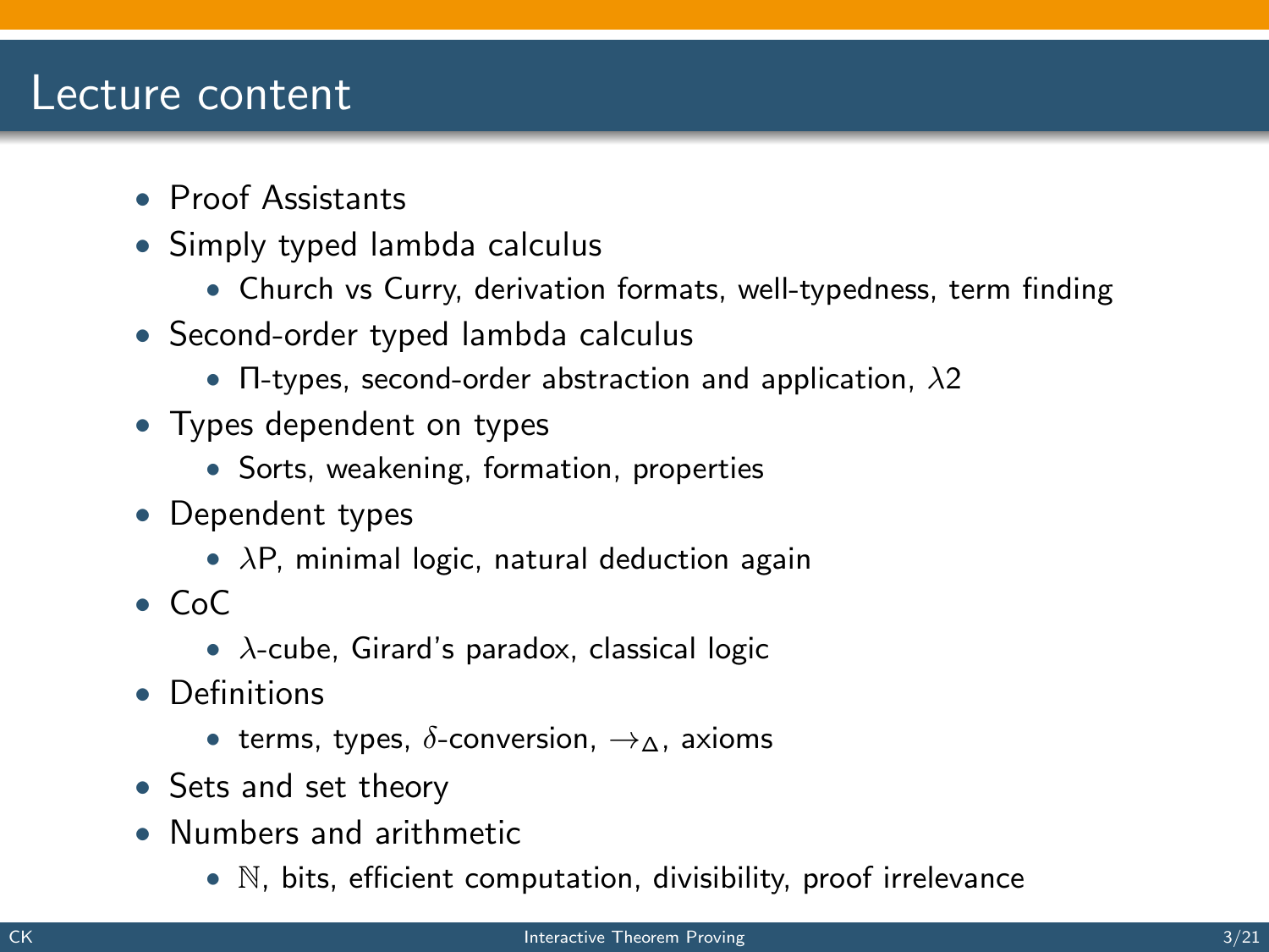# Lecture content

- Proof Assistants
- Simply typed lambda calculus
  - Church vs Curry, derivation formats, well-typedness, term finding
- Second-order typed lambda calculus
  - Π-types, second-order abstraction and application, $\lambda 2$
- Types dependent on types
  - Sorts, weakening, formation, properties
- Dependent types
  - $\lambda$P, minimal logic, natural deduction again
- CoC
  - $\lambda$-cube, Girard's paradox, classical logic
- Definitions
  - terms, types, $\delta$-conversion, $\rightarrow_\Delta$, axioms
- Sets and set theory
- Numbers and arithmetic
  - $\mathbb{N}$, bits, efficient computation, divisibility, proof irrelevance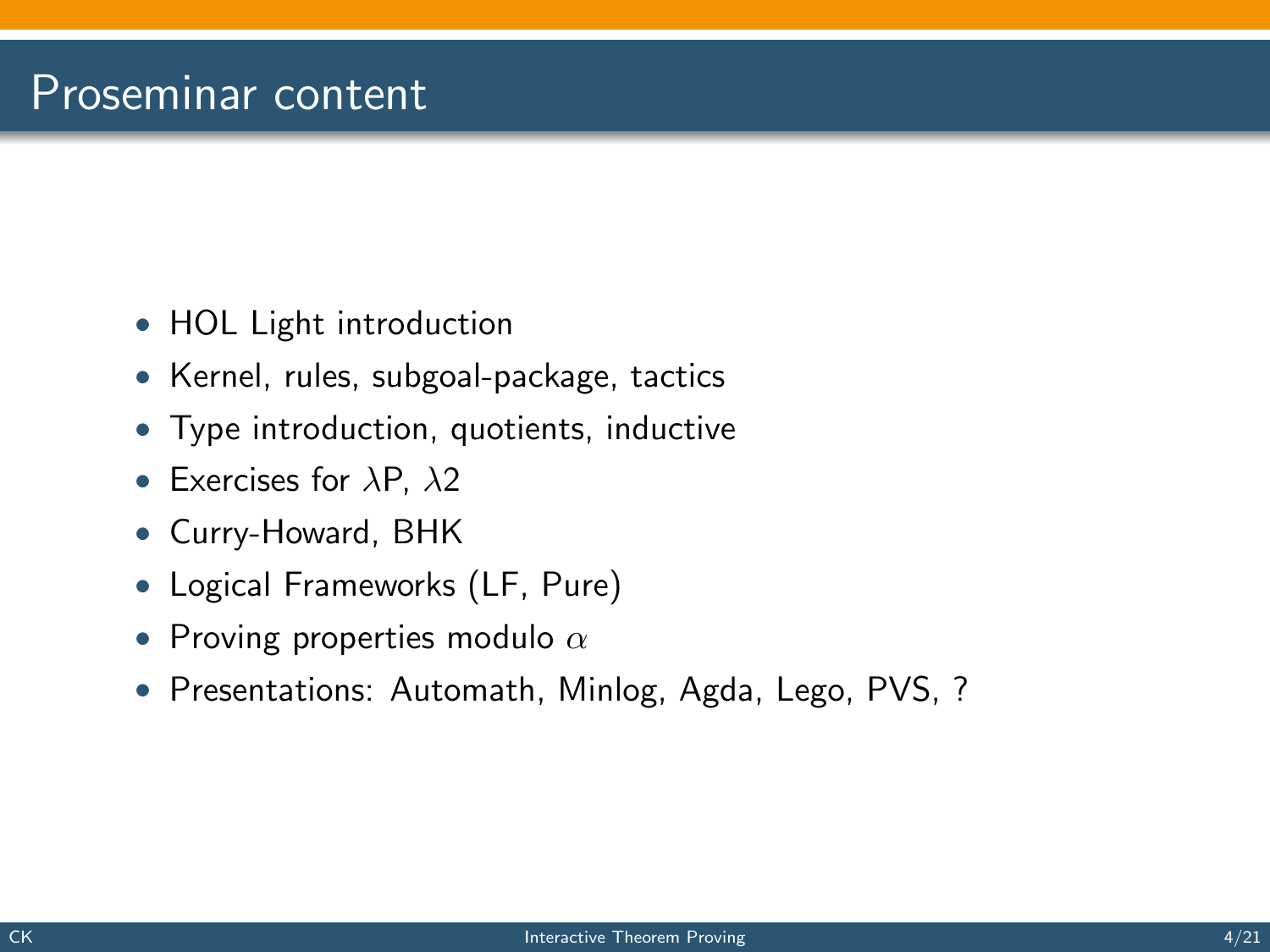# Proseminar content

- HOL Light introduction
- Kernel, rules, subgoal-package, tactics
- Type introduction, quotients, inductive
- Exercises for $\lambda$P, $\lambda$2
- Curry-Howard, BHK
- Logical Frameworks (LF, Pure)
- Proving properties modulo $\alpha$
- Presentations: Automath, Minlog, Agda, Lego, PVS, ?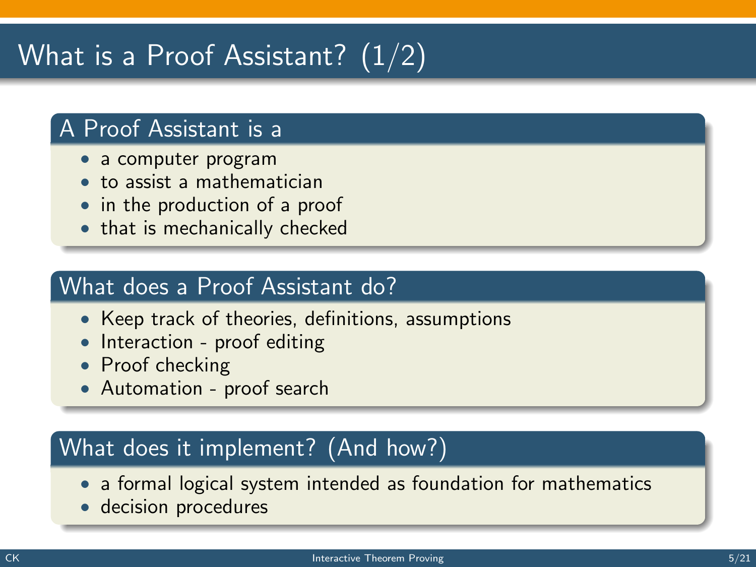# What is a Proof Assistant? (1/2)

## A Proof Assistant is a

- a computer program
- to assist a mathematician
- in the production of a proof
- that is mechanically checked

## What does a Proof Assistant do?

- Keep track of theories, definitions, assumptions
- Interaction - proof editing
- Proof checking
- Automation - proof search

## What does it implement? (And how?)

- a formal logical system intended as foundation for mathematics
- decision procedures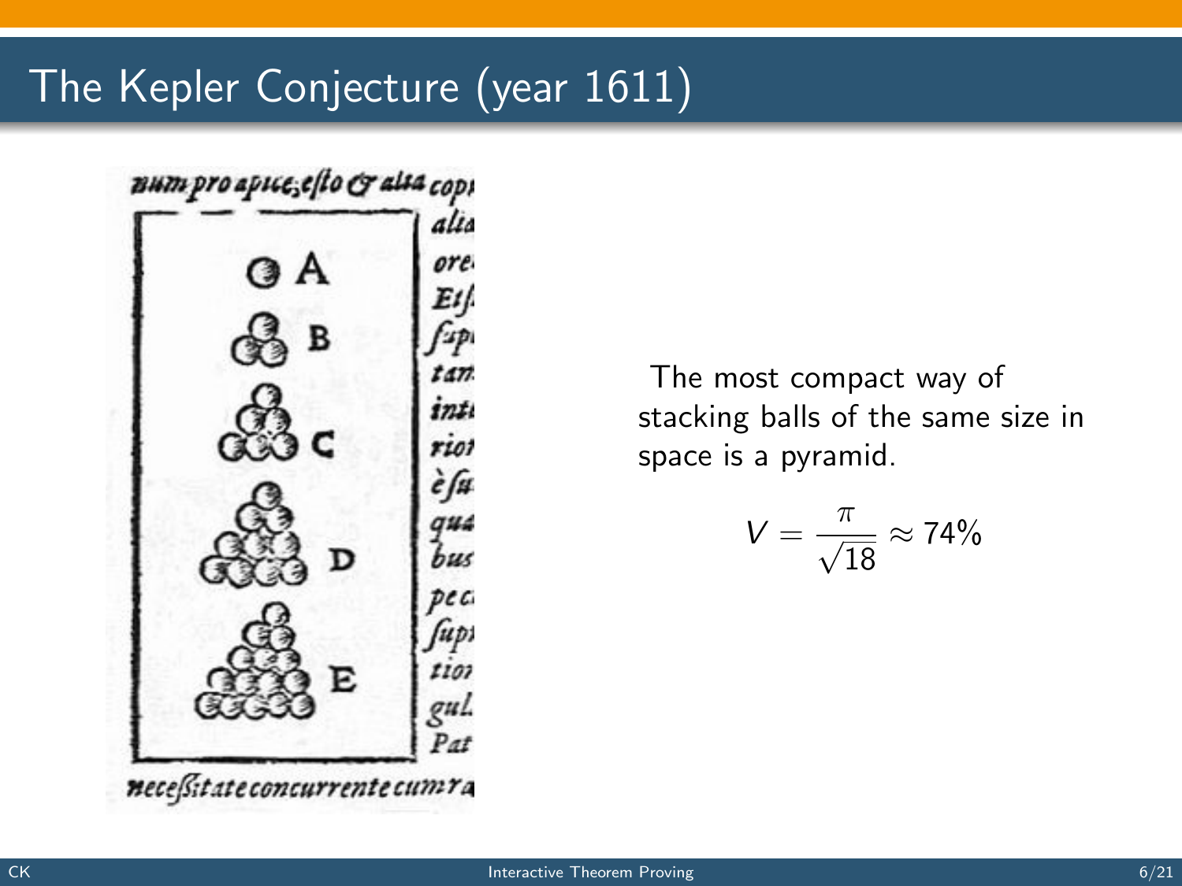# The Kepler Conjecture (year 1611)

The most compact way of stacking balls of the same size in space is a pyramid.

$$V = \frac{\pi}{\sqrt{18}} \approx 74\%$$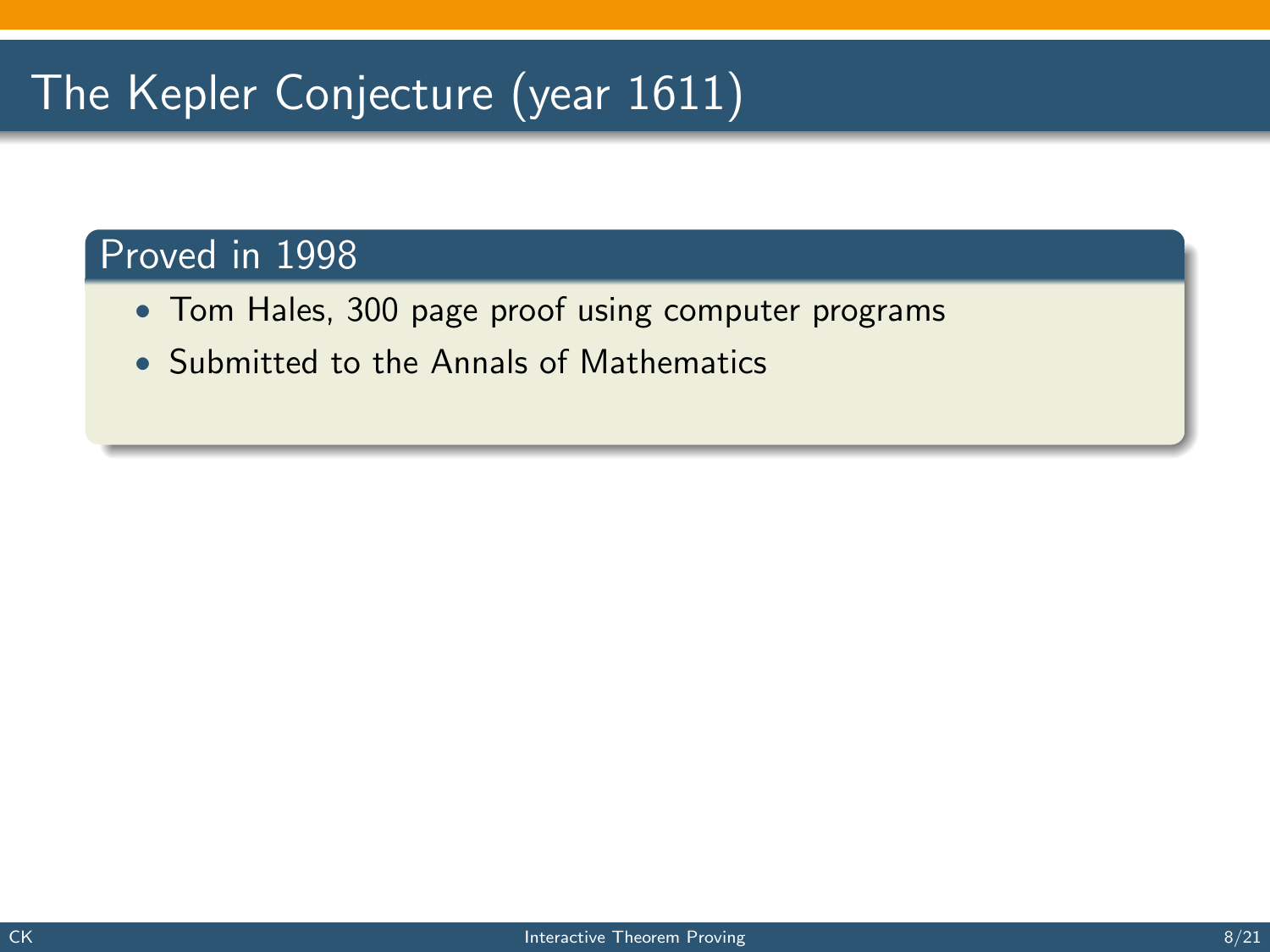# The Kepler Conjecture (year 1611)

## Proved in 1998

- Tom Hales, 300 page proof using computer programs
- Submitted to the Annals of Mathematics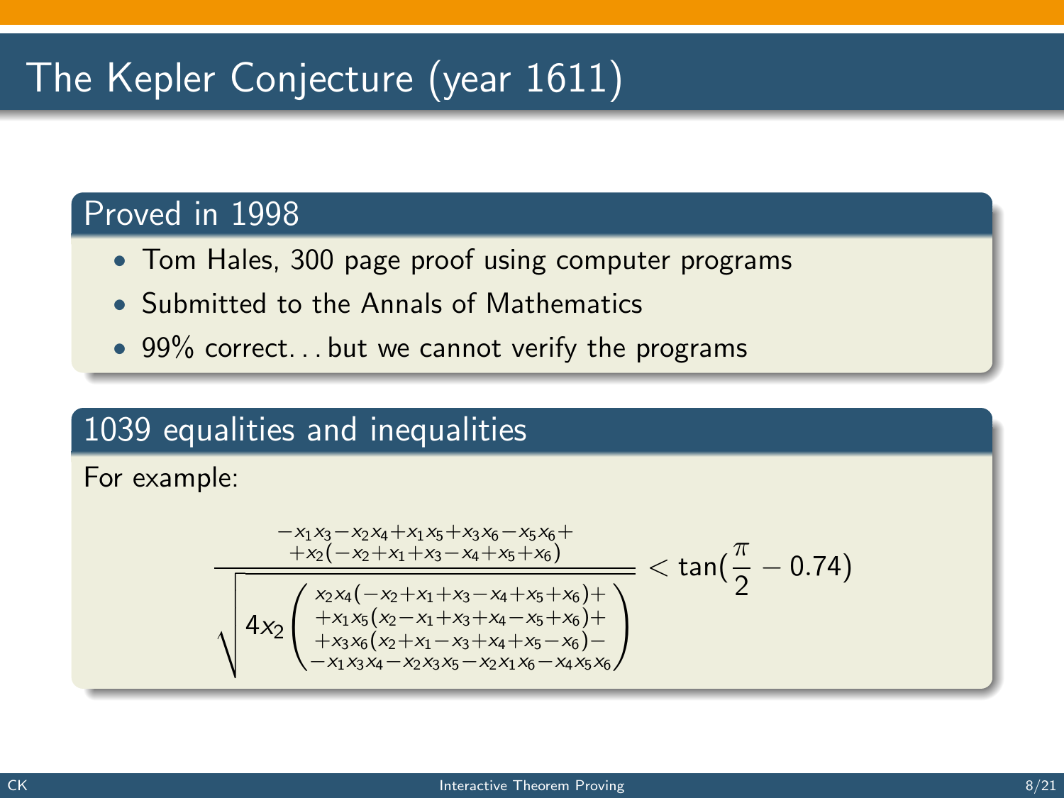# The Kepler Conjecture (year 1611)

## Proved in 1998

- Tom Hales, 300 page proof using computer programs
- Submitted to the Annals of Mathematics
- 99% correct... but we cannot verify the programs

## 1039 equalities and inequalities

For example:

$$\frac{\begin{array}{c}-x_1x_3-x_2x_4+x_1x_5+x_3x_6-x_5x_6+\\+x_2(-x_2+x_1+x_3-x_4+x_5+x_6)\end{array}}{\sqrt{4x_2\left(\begin{array}{c}x_2x_4(-x_2+x_1+x_3-x_4+x_5+x_6)+\\+x_1x_5(x_2-x_1+x_3+x_4-x_5+x_6)+\\+x_3x_6(x_2+x_1-x_3+x_4+x_5-x_6)-\\-x_1x_3x_4-x_2x_3x_5-x_2x_1x_6-x_4x_5x_6\end{array}\right)}} < \tan\left(\frac{\pi}{2}-0.74\right)$$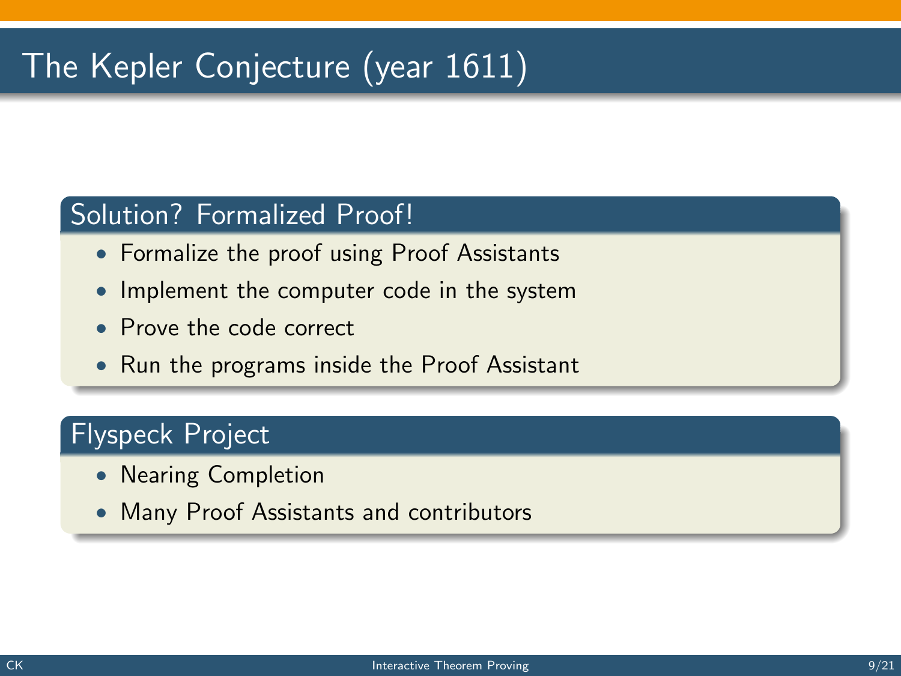# The Kepler Conjecture (year 1611)

## Solution? Formalized Proof!

- Formalize the proof using Proof Assistants
- Implement the computer code in the system
- Prove the code correct
- Run the programs inside the Proof Assistant

## Flyspeck Project

- Nearing Completion
- Many Proof Assistants and contributors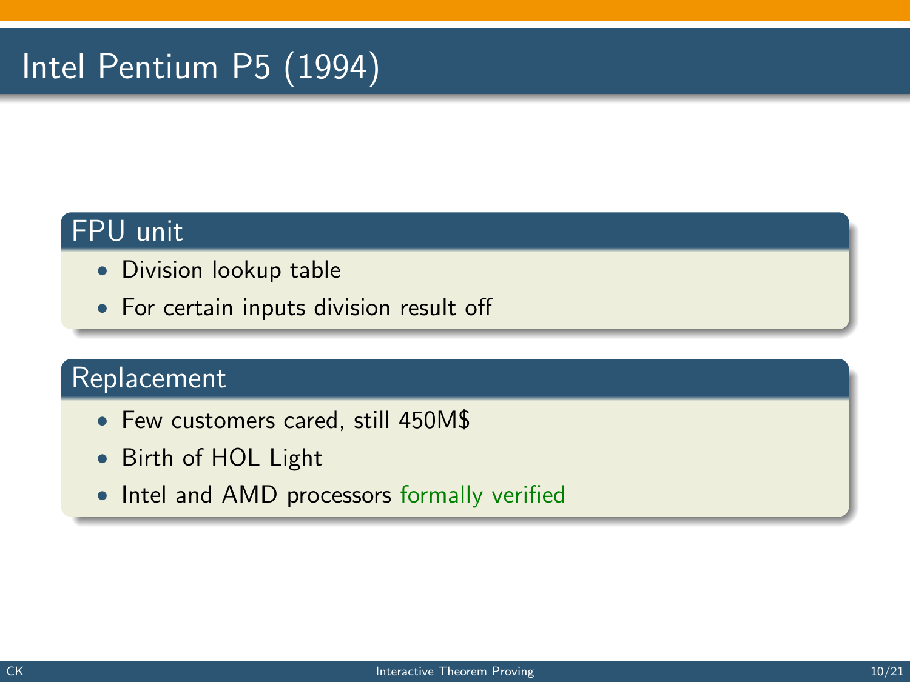# Intel Pentium P5 (1994)

## FPU unit

- Division lookup table
- For certain inputs division result off

## Replacement

- Few customers cared, still 450M$
- Birth of HOL Light
- Intel and AMD processors formally verified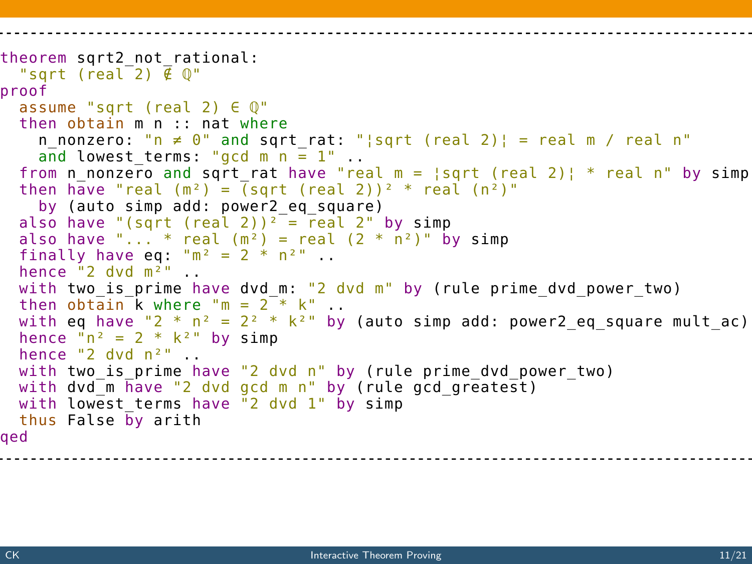```
theorem sqrt2_not_rational:
  "sqrt (real 2) ∉ ℚ"
proof
  assume "sqrt (real 2) ∈ ℚ"
  then obtain m n :: nat where
    n_nonzero: "n ≠ 0" and sqrt_rat: "¦sqrt (real 2)¦ = real m / real n"
    and lowest_terms: "gcd m n = 1" ..
  from n_nonzero and sqrt_rat have "real m = ¦sqrt (real 2)¦ * real n" by simp
  then have "real (m²) = (sqrt (real 2))² * real (n²)"
    by (auto simp add: power2_eq_square)
  also have "(sqrt (real 2))² = real 2" by simp
  also have "... * real (m²) = real (2 * n²)" by simp
  finally have eq: "m² = 2 * n²" ..
  hence "2 dvd m²" ..
  with two_is_prime have dvd_m: "2 dvd m" by (rule prime_dvd_power_two)
  then obtain k where "m = 2 * k" ..
  with eq have "2 * n² = 2² * k²" by (auto simp add: power2_eq_square mult_ac)
  hence "n² = 2 * k²" by simp
  hence "2 dvd n²" ..
  with two_is_prime have "2 dvd n" by (rule prime_dvd_power_two)
  with dvd_m have "2 dvd gcd m n" by (rule gcd_greatest)
  with lowest_terms have "2 dvd 1" by simp
  thus False by arith
qed
```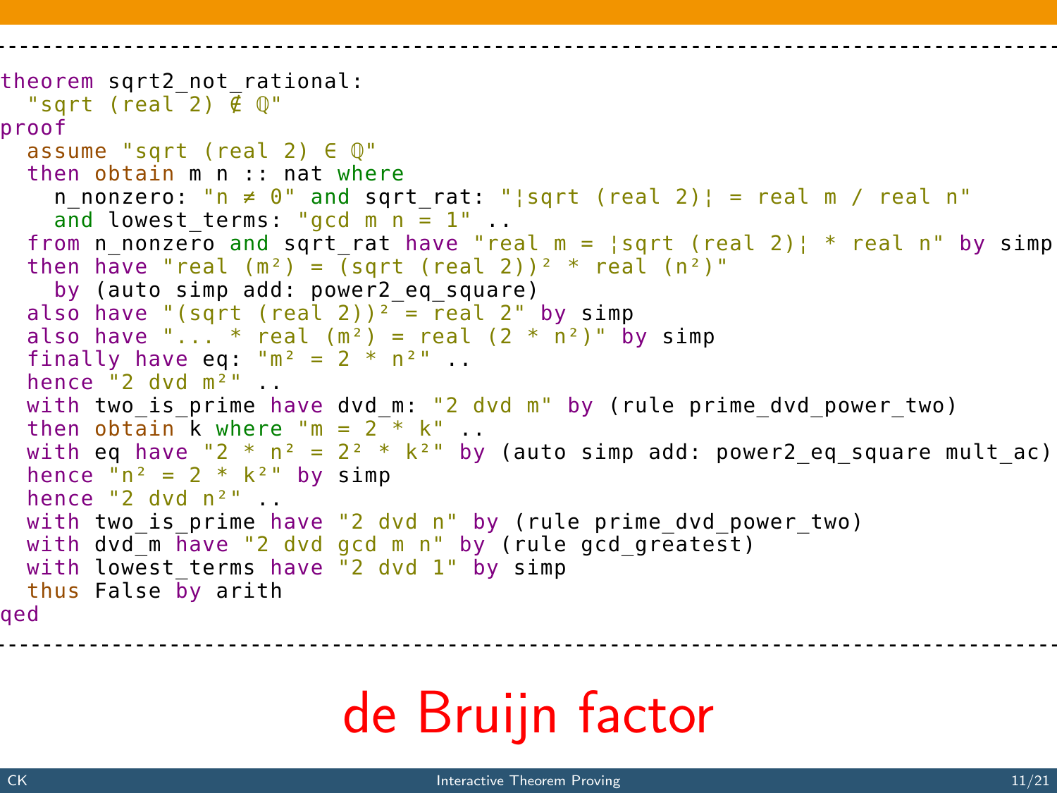```
theorem sqrt2_not_rational:
  "sqrt (real 2) ∉ ℚ"
proof
  assume "sqrt (real 2) ∈ ℚ"
  then obtain m n :: nat where
    n_nonzero: "n ≠ 0" and sqrt_rat: "¦sqrt (real 2)¦ = real m / real n"
    and lowest_terms: "gcd m n = 1" ..
  from n_nonzero and sqrt_rat have "real m = ¦sqrt (real 2)¦ * real n" by simp
  then have "real (m²) = (sqrt (real 2))² * real (n²)"
    by (auto simp add: power2_eq_square)
  also have "(sqrt (real 2))² = real 2" by simp
  also have "... * real (m²) = real (2 * n²)" by simp
  finally have eq: "m² = 2 * n²" ..
  hence "2 dvd m²" ..
  with two_is_prime have dvd_m: "2 dvd m" by (rule prime_dvd_power_two)
  then obtain k where "m = 2 * k" ..
  with eq have "2 * n² = 2² * k²" by (auto simp add: power2_eq_square mult_ac)
  hence "n² = 2 * k²" by simp
  hence "2 dvd n²" ..
  with two_is_prime have "2 dvd n" by (rule prime_dvd_power_two)
  with dvd_m have "2 dvd gcd m n" by (rule gcd_greatest)
  with lowest_terms have "2 dvd 1" by simp
  thus False by arith
qed
```

de Bruijn factor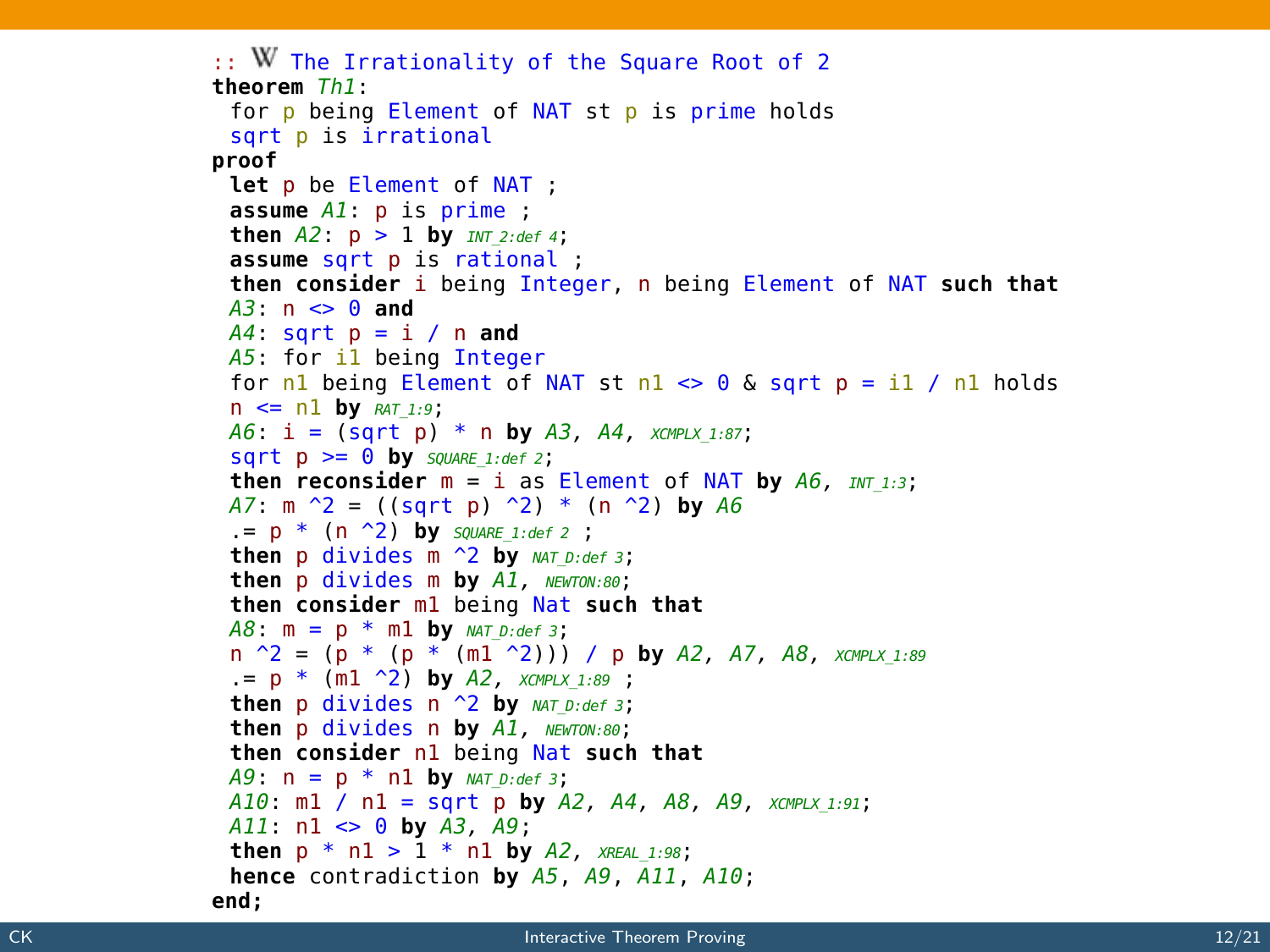```
:: W The Irrationality of the Square Root of 2
theorem Th1:
 for p being Element of NAT st p is prime holds
 sqrt p is irrational
proof
 let p be Element of NAT ;
 assume A1: p is prime ;
 then A2: p > 1 by INT_2:def 4;
 assume sqrt p is rational ;
 then consider i being Integer, n being Element of NAT such that
 A3: n <> 0 and
 A4: sqrt p = i / n and
 A5: for i1 being Integer
 for n1 being Element of NAT st n1 <> 0 & sqrt p = i1 / n1 holds
 n <= n1 by RAT_1:9;
 A6: i = (sqrt p) * n by A3, A4, XCMPLX_1:87;
 sqrt p >= 0 by SQUARE_1:def 2;
 then reconsider m = i as Element of NAT by A6, INT_1:3;
 A7: m ^2 = ((sqrt p) ^2) * (n ^2) by A6
 .= p * (n ^2) by SQUARE_1:def 2 ;
 then p divides m ^2 by NAT_D:def 3;
 then p divides m by A1, NEWTON:80;
 then consider m1 being Nat such that
 A8: m = p * m1 by NAT_D:def 3;
 n ^2 = (p * (p * (m1 ^2))) / p by A2, A7, A8, XCMPLX_1:89
 .= p * (m1 ^2) by A2, XCMPLX_1:89 ;
 then p divides n ^2 by NAT_D:def 3;
 then p divides n by A1, NEWTON:80;
 then consider n1 being Nat such that
 A9: n = p * n1 by NAT_D:def 3;
 A10: m1 / n1 = sqrt p by A2, A4, A8, A9, XCMPLX_1:91;
 A11: n1 <> 0 by A3, A9;
 then p * n1 > 1 * n1 by A2, XREAL_1:98;
 hence contradiction by A5, A9, A11, A10;
end;
```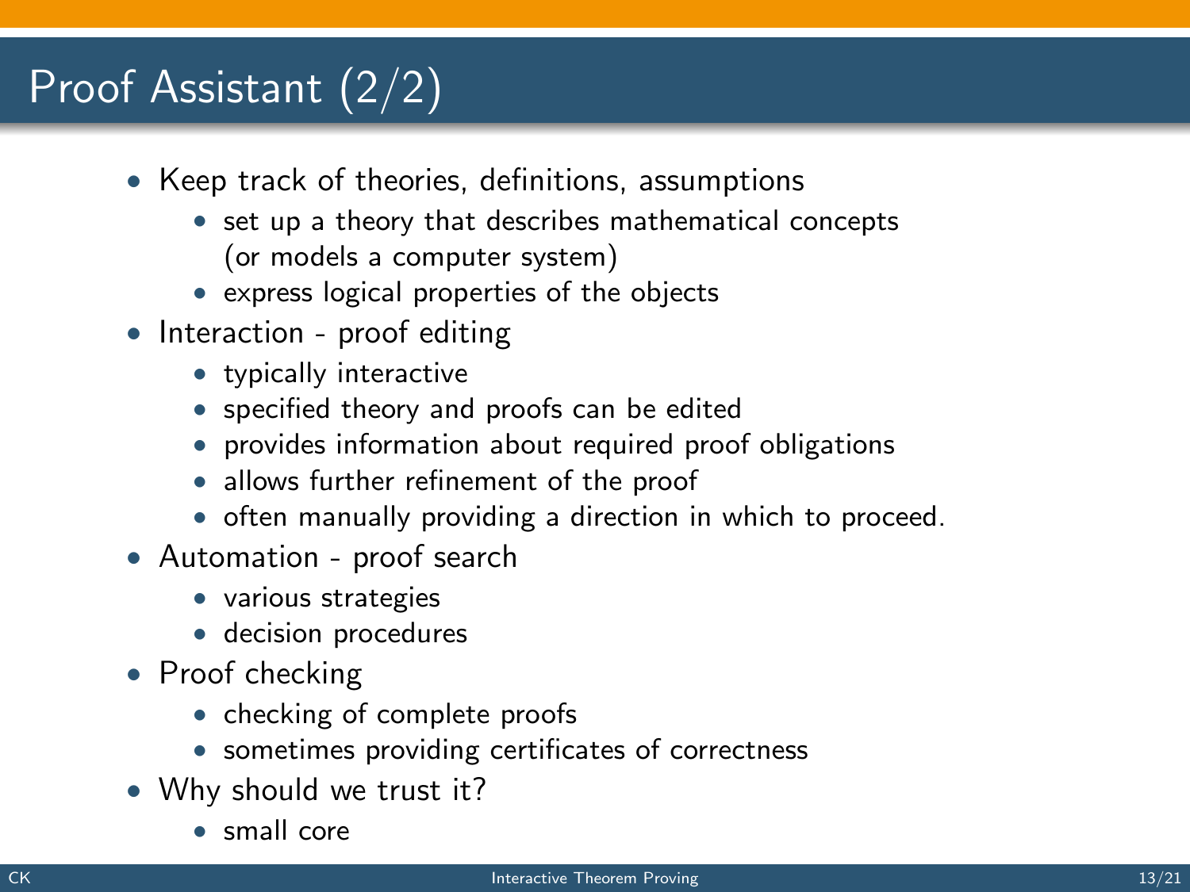# Proof Assistant (2/2)

- Keep track of theories, definitions, assumptions
  - set up a theory that describes mathematical concepts (or models a computer system)
  - express logical properties of the objects
- Interaction - proof editing
  - typically interactive
  - specified theory and proofs can be edited
  - provides information about required proof obligations
  - allows further refinement of the proof
  - often manually providing a direction in which to proceed.
- Automation - proof search
  - various strategies
  - decision procedures
- Proof checking
  - checking of complete proofs
  - sometimes providing certificates of correctness
- Why should we trust it?
  - small core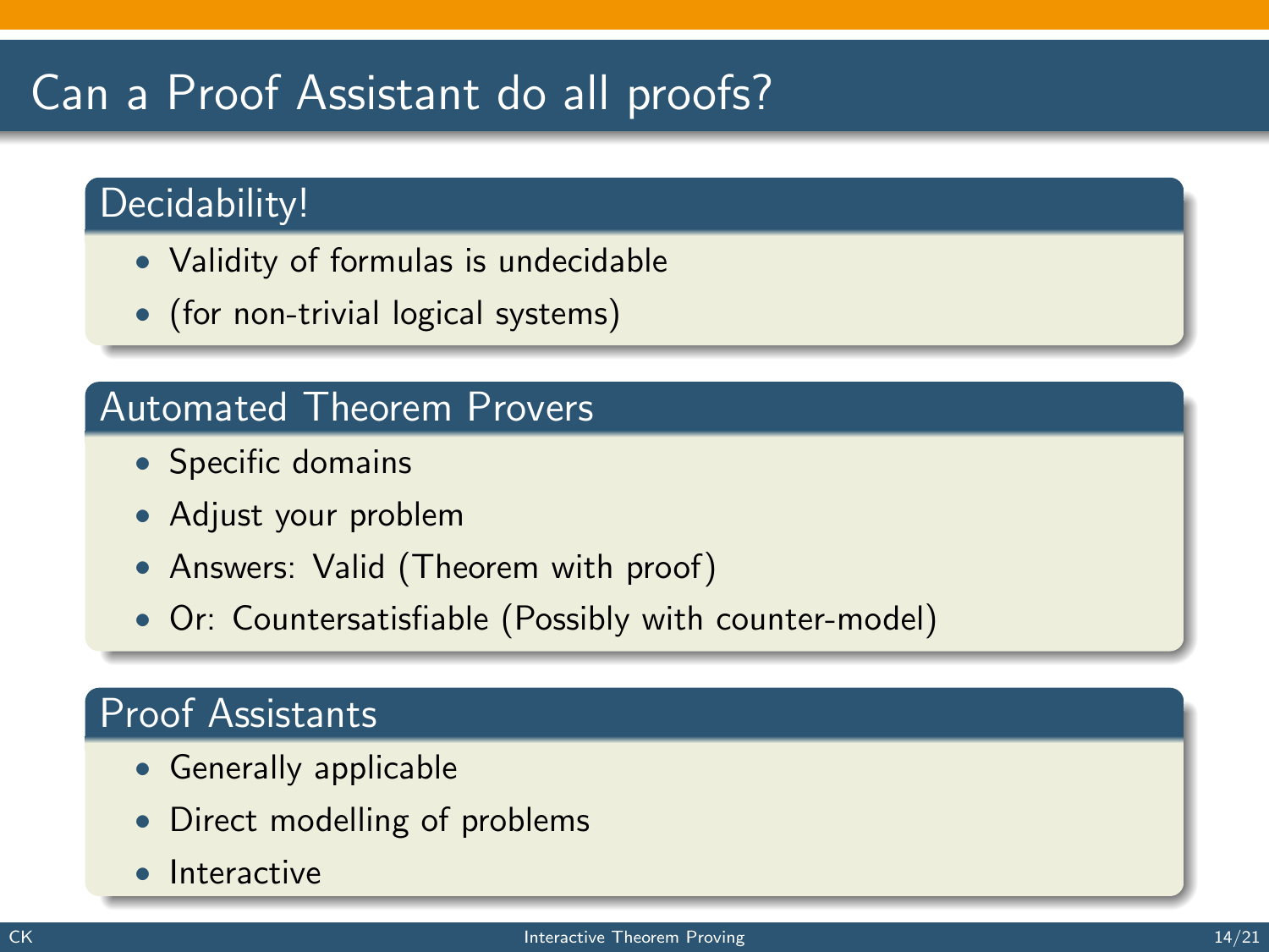# Can a Proof Assistant do all proofs?

## Decidability!

- Validity of formulas is undecidable
- (for non-trivial logical systems)

## Automated Theorem Provers

- Specific domains
- Adjust your problem
- Answers: Valid (Theorem with proof)
- Or: Countersatisfiable (Possibly with counter-model)

## Proof Assistants

- Generally applicable
- Direct modelling of problems
- Interactive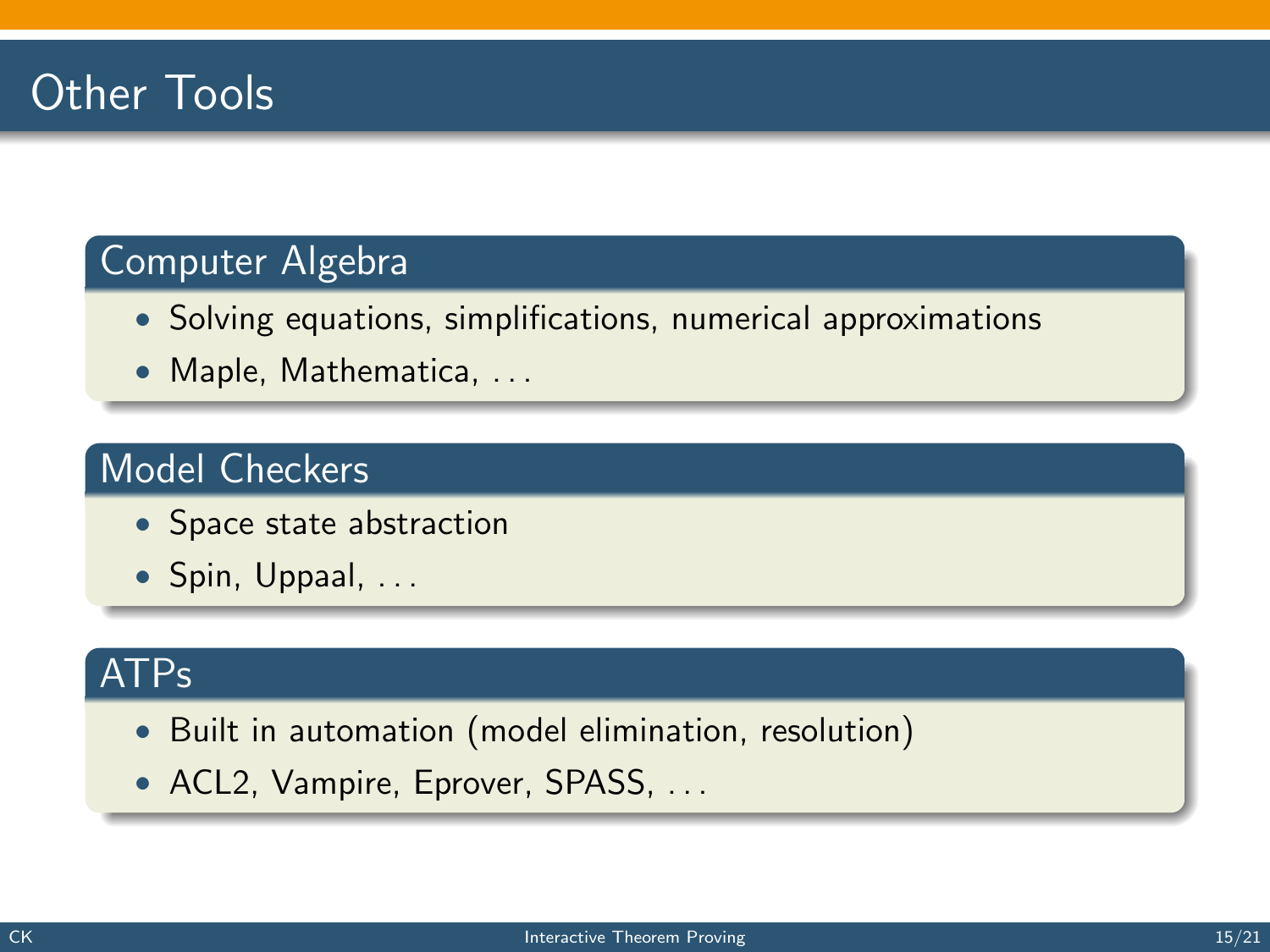# Other Tools

### Computer Algebra

- Solving equations, simplifications, numerical approximations
- Maple, Mathematica, ...

### Model Checkers

- Space state abstraction
- Spin, Uppaal, ...

### ATPs

- Built in automation (model elimination, resolution)
- ACL2, Vampire, Eprover, SPASS, ...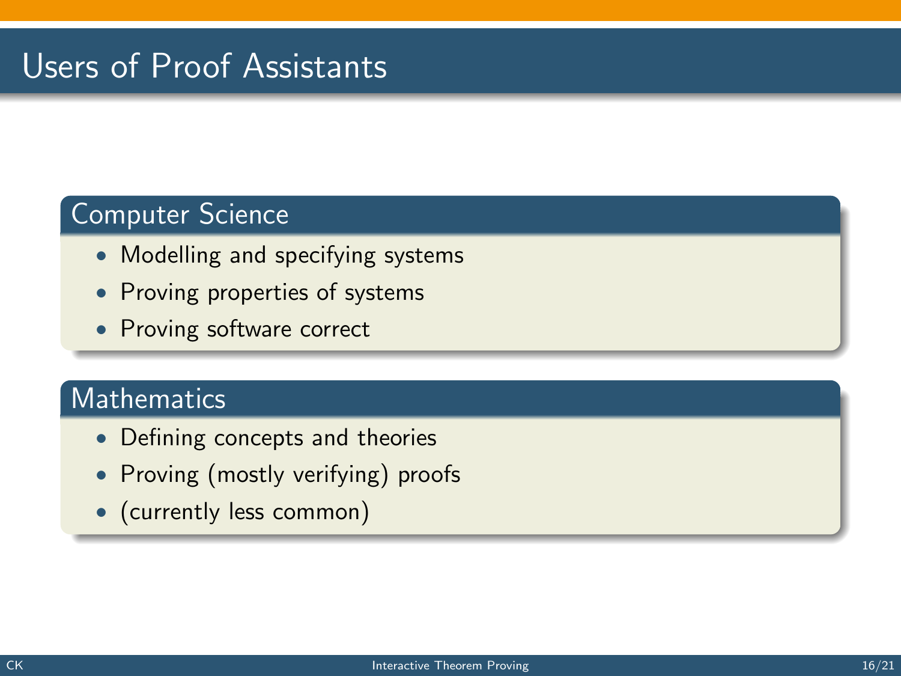# Users of Proof Assistants

## Computer Science

- Modelling and specifying systems
- Proving properties of systems
- Proving software correct

## Mathematics

- Defining concepts and theories
- Proving (mostly verifying) proofs
- (currently less common)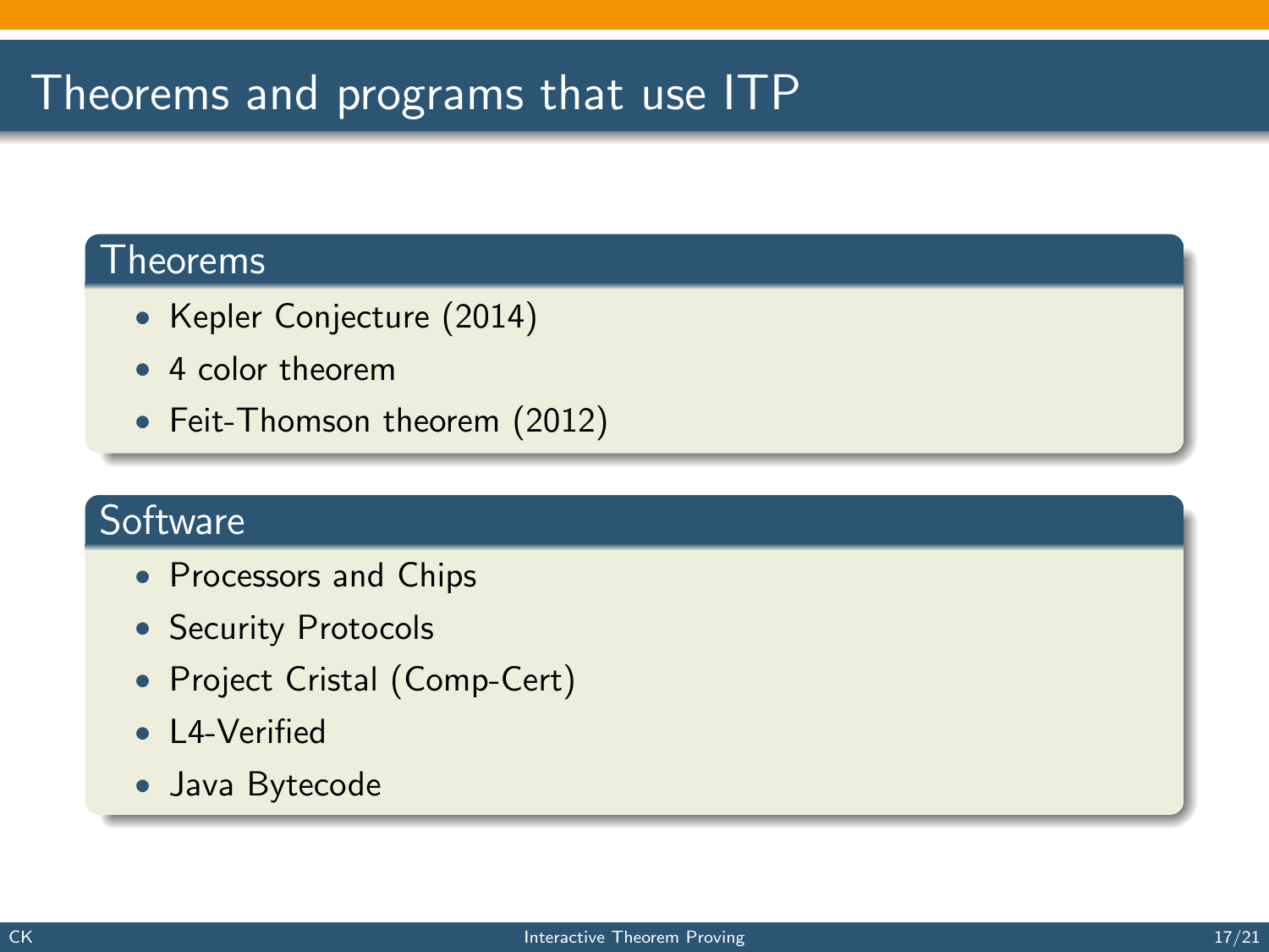# Theorems and programs that use ITP

## Theorems

- Kepler Conjecture (2014)
- 4 color theorem
- Feit-Thomson theorem (2012)

## Software

- Processors and Chips
- Security Protocols
- Project Cristal (Comp-Cert)
- L4-Verified
- Java Bytecode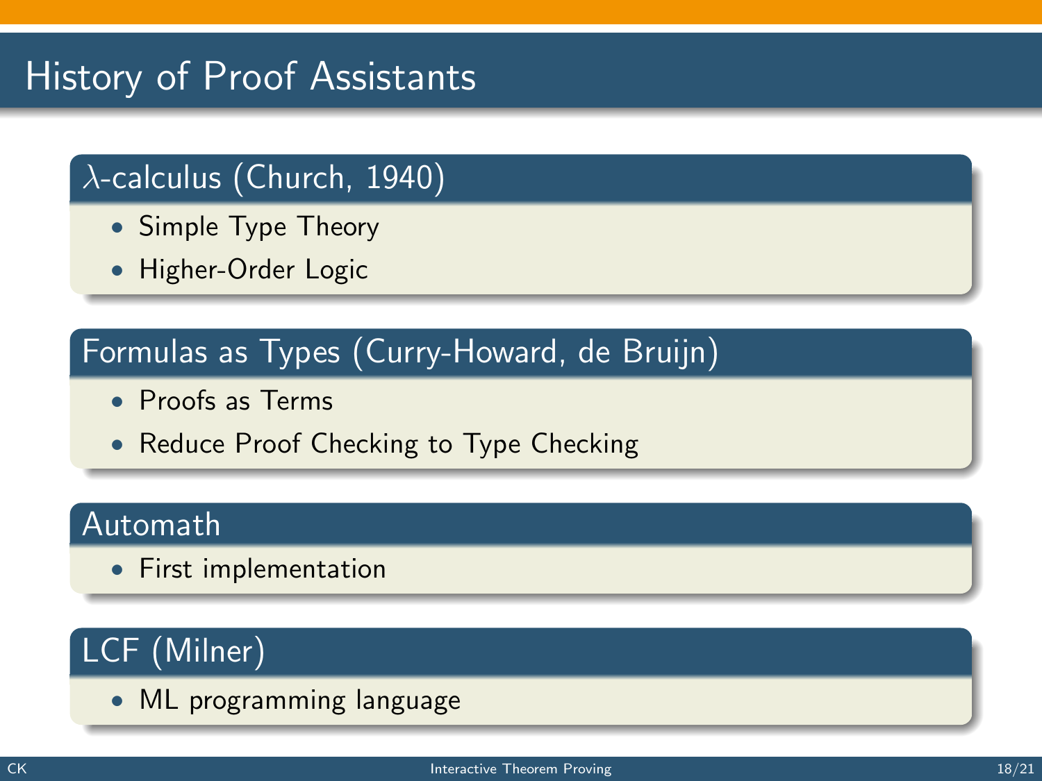# History of Proof Assistants

## $\lambda$-calculus (Church, 1940)

- Simple Type Theory
- Higher-Order Logic

## Formulas as Types (Curry-Howard, de Bruijn)

- Proofs as Terms
- Reduce Proof Checking to Type Checking

## Automath

- First implementation

## LCF (Milner)

- ML programming language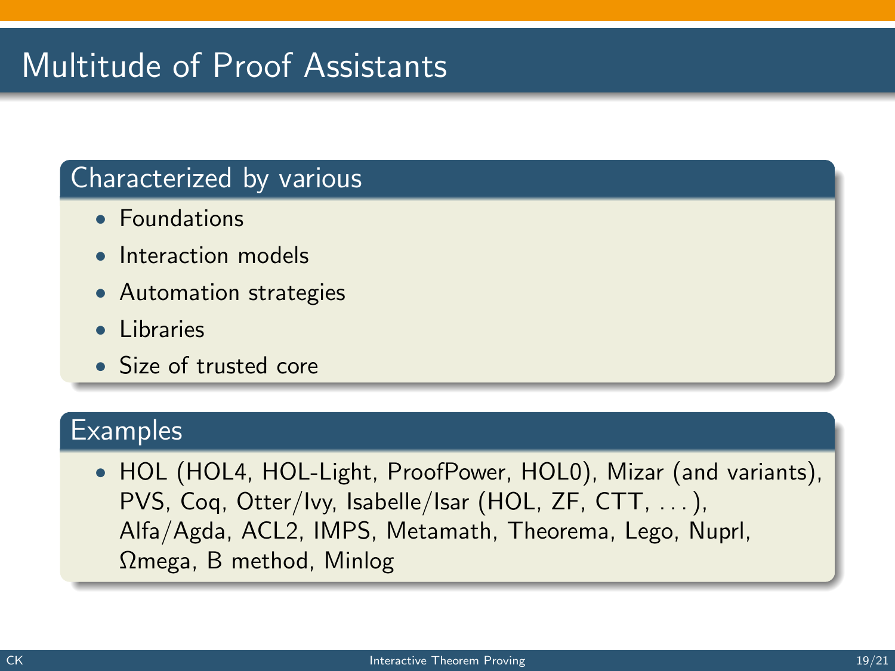# Multitude of Proof Assistants

## Characterized by various

- Foundations
- Interaction models
- Automation strategies
- Libraries
- Size of trusted core

## Examples

- HOL (HOL4, HOL-Light, ProofPower, HOL0), Mizar (and variants), PVS, Coq, Otter/Ivy, Isabelle/Isar (HOL, ZF, CTT, . . . ), Alfa/Agda, ACL2, IMPS, Metamath, Theorema, Lego, Nuprl, Ωmega, B method, Minlog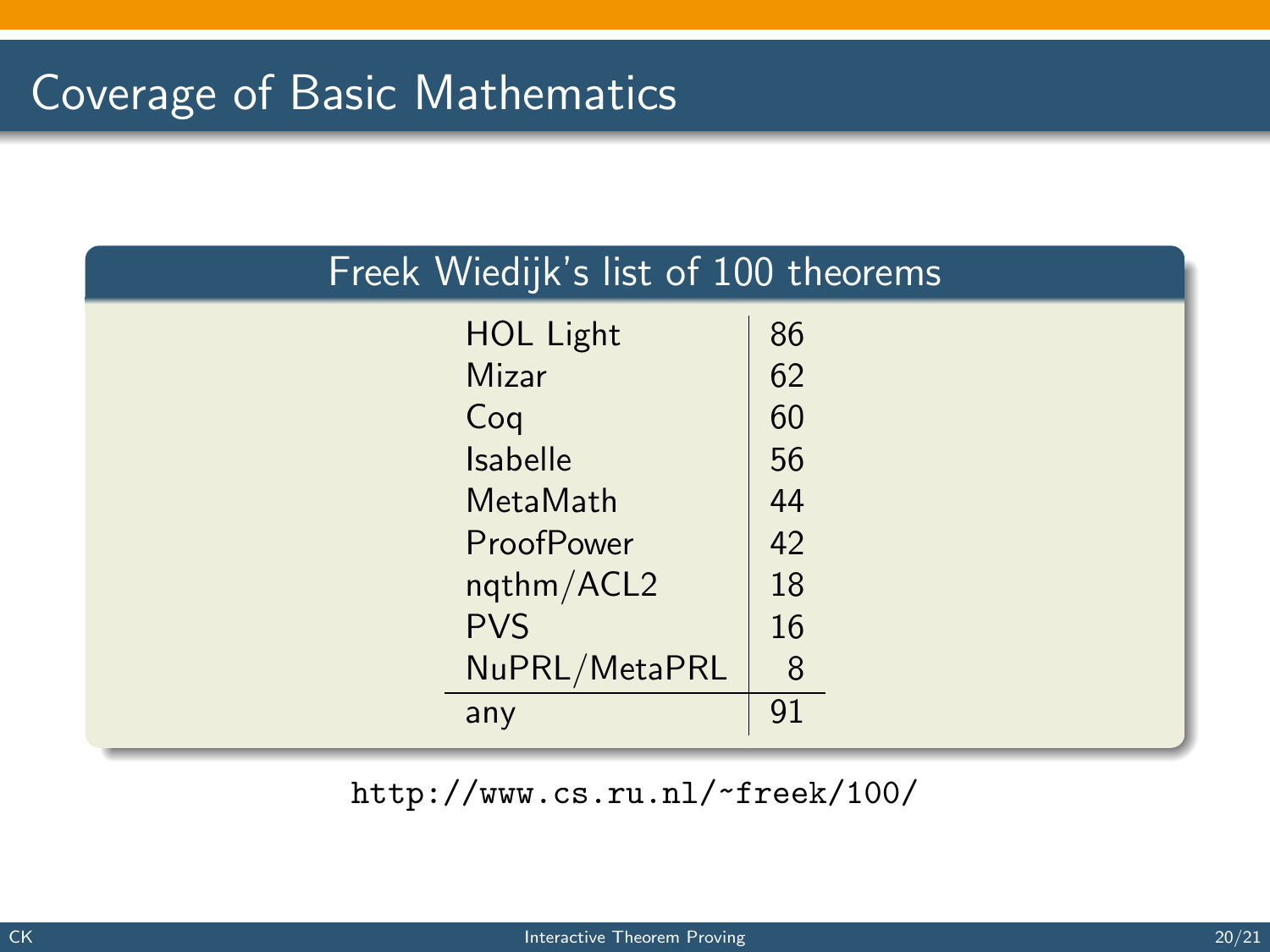# Coverage of Basic Mathematics

## Freek Wiedijk's list of 100 theorems

| System | Count |
|---|---|
| HOL Light | 86 |
| Mizar | 62 |
| Coq | 60 |
| Isabelle | 56 |
| MetaMath | 44 |
| ProofPower | 42 |
| nqthm/ACL2 | 18 |
| PVS | 16 |
| NuPRL/MetaPRL | 8 |
| any | 91 |

http://www.cs.ru.nl/~freek/100/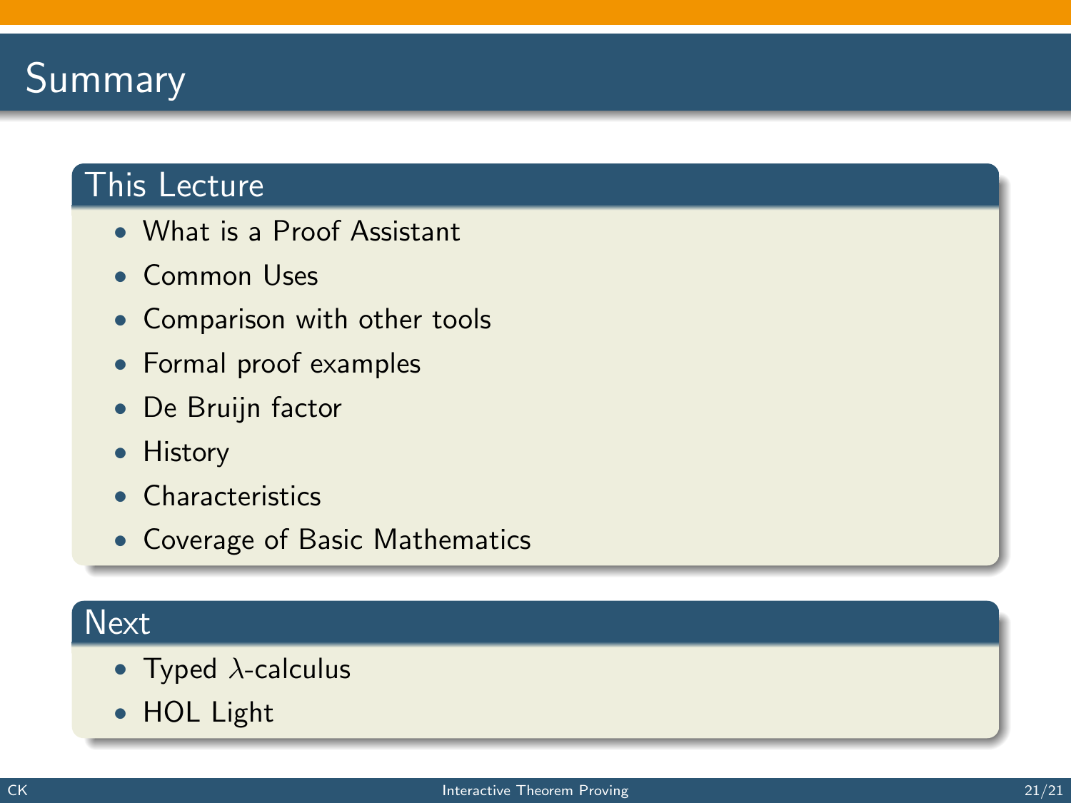# Summary

## This Lecture

- What is a Proof Assistant
- Common Uses
- Comparison with other tools
- Formal proof examples
- De Bruijn factor
- History
- Characteristics
- Coverage of Basic Mathematics

## Next

- Typed $\lambda$-calculus
- HOL Light